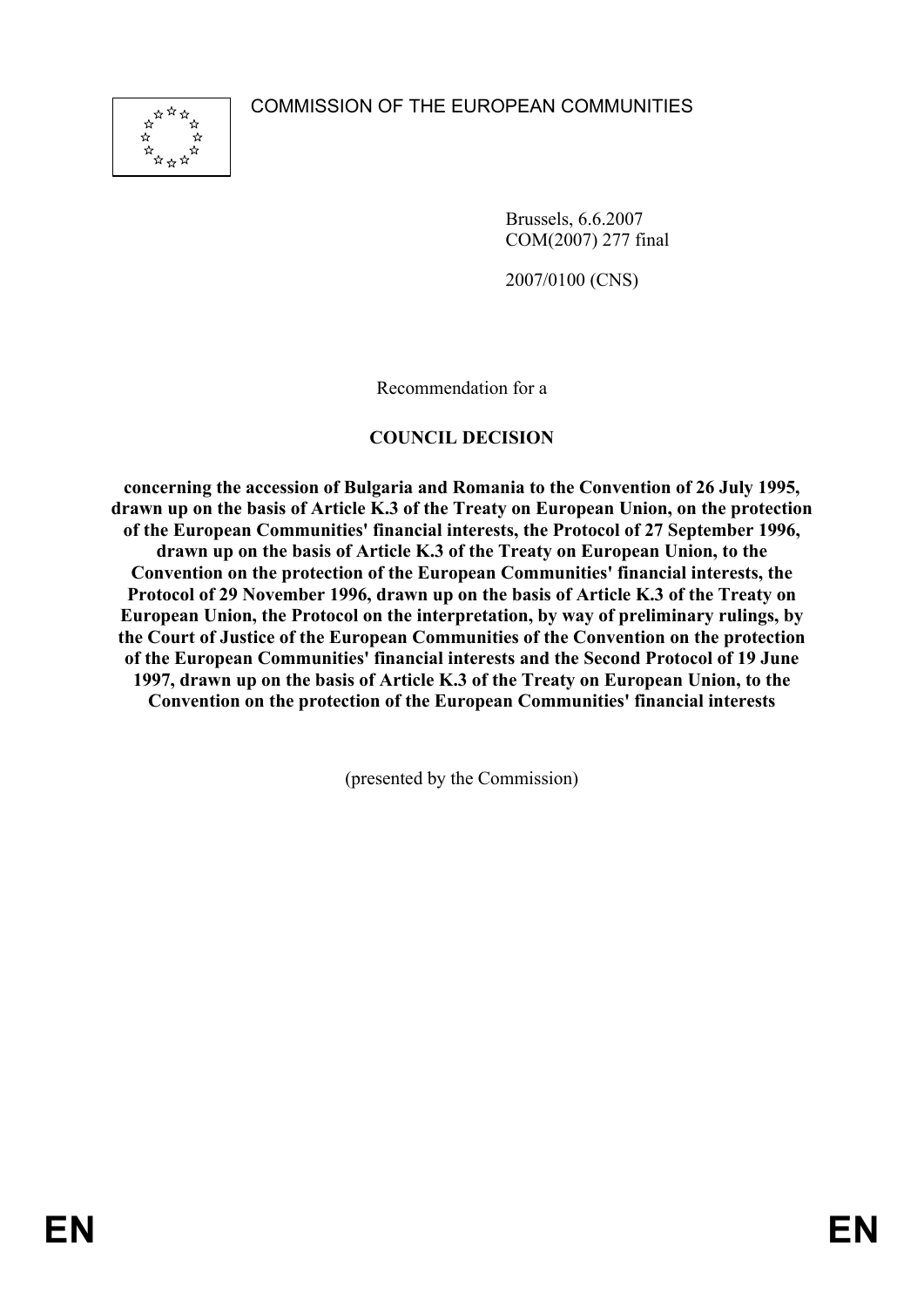COMMISSION OF THE EUROPEAN COMMUNITIES

Brussels, 6.6.2007
COM(2007) 277 final

2007/0100 (CNS)

Recommendation for a

**COUNCIL DECISION**

**concerning the accession of Bulgaria and Romania to the Convention of 26 July 1995, drawn up on the basis of Article K.3 of the Treaty on European Union, on the protection of the European Communities' financial interests, the Protocol of 27 September 1996, drawn up on the basis of Article K.3 of the Treaty on European Union, to the Convention on the protection of the European Communities' financial interests, the Protocol of 29 November 1996, drawn up on the basis of Article K.3 of the Treaty on European Union, the Protocol on the interpretation, by way of preliminary rulings, by the Court of Justice of the European Communities of the Convention on the protection of the European Communities' financial interests and the Second Protocol of 19 June 1997, drawn up on the basis of Article K.3 of the Treaty on European Union, to the Convention on the protection of the European Communities' financial interests**

(presented by the Commission)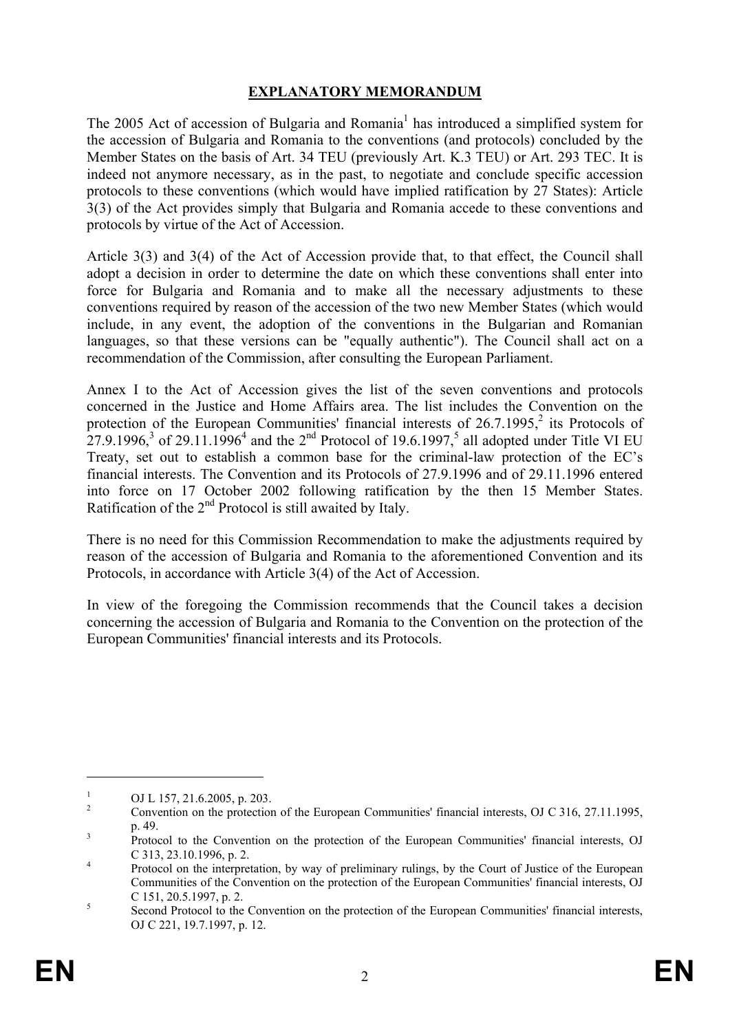## EXPLANATORY MEMORANDUM

The 2005 Act of accession of Bulgaria and Romania[1] has introduced a simplified system for the accession of Bulgaria and Romania to the conventions (and protocols) concluded by the Member States on the basis of Art. 34 TEU (previously Art. K.3 TEU) or Art. 293 TEC. It is indeed not anymore necessary, as in the past, to negotiate and conclude specific accession protocols to these conventions (which would have implied ratification by 27 States): Article 3(3) of the Act provides simply that Bulgaria and Romania accede to these conventions and protocols by virtue of the Act of Accession.

Article 3(3) and 3(4) of the Act of Accession provide that, to that effect, the Council shall adopt a decision in order to determine the date on which these conventions shall enter into force for Bulgaria and Romania and to make all the necessary adjustments to these conventions required by reason of the accession of the two new Member States (which would include, in any event, the adoption of the conventions in the Bulgarian and Romanian languages, so that these versions can be "equally authentic"). The Council shall act on a recommendation of the Commission, after consulting the European Parliament.

Annex I to the Act of Accession gives the list of the seven conventions and protocols concerned in the Justice and Home Affairs area. The list includes the Convention on the protection of the European Communities' financial interests of 26.7.1995,[2] its Protocols of 27.9.1996,[3] of 29.11.1996[4] and the 2nd Protocol of 19.6.1997,[5] all adopted under Title VI EU Treaty, set out to establish a common base for the criminal-law protection of the EC's financial interests. The Convention and its Protocols of 27.9.1996 and of 29.11.1996 entered into force on 17 October 2002 following ratification by the then 15 Member States. Ratification of the 2nd Protocol is still awaited by Italy.

There is no need for this Commission Recommendation to make the adjustments required by reason of the accession of Bulgaria and Romania to the aforementioned Convention and its Protocols, in accordance with Article 3(4) of the Act of Accession.

In view of the foregoing the Commission recommends that the Council takes a decision concerning the accession of Bulgaria and Romania to the Convention on the protection of the European Communities' financial interests and its Protocols.

---

[1] OJ L 157, 21.6.2005, p. 203.

[2] Convention on the protection of the European Communities' financial interests, OJ C 316, 27.11.1995, p. 49.

[3] Protocol to the Convention on the protection of the European Communities' financial interests, OJ C 313, 23.10.1996, p. 2.

[4] Protocol on the interpretation, by way of preliminary rulings, by the Court of Justice of the European Communities of the Convention on the protection of the European Communities' financial interests, OJ C 151, 20.5.1997, p. 2.

[5] Second Protocol to the Convention on the protection of the European Communities' financial interests, OJ C 221, 19.7.1997, p. 12.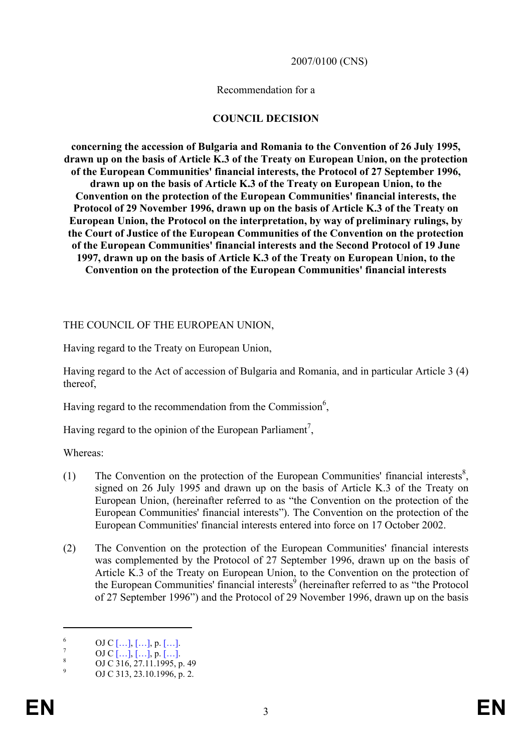2007/0100 (CNS)

Recommendation for a

# COUNCIL DECISION

**concerning the accession of Bulgaria and Romania to the Convention of 26 July 1995, drawn up on the basis of Article K.3 of the Treaty on European Union, on the protection of the European Communities' financial interests, the Protocol of 27 September 1996, drawn up on the basis of Article K.3 of the Treaty on European Union, to the Convention on the protection of the European Communities' financial interests, the Protocol of 29 November 1996, drawn up on the basis of Article K.3 of the Treaty on European Union, the Protocol on the interpretation, by way of preliminary rulings, by the Court of Justice of the European Communities of the Convention on the protection of the European Communities' financial interests and the Second Protocol of 19 June 1997, drawn up on the basis of Article K.3 of the Treaty on European Union, to the Convention on the protection of the European Communities' financial interests**

THE COUNCIL OF THE EUROPEAN UNION,

Having regard to the Treaty on European Union,

Having regard to the Act of accession of Bulgaria and Romania, and in particular Article 3 (4) thereof,

Having regard to the recommendation from the Commission[6],

Having regard to the opinion of the European Parliament[7],

Whereas:

(1) The Convention on the protection of the European Communities' financial interests[8], signed on 26 July 1995 and drawn up on the basis of Article K.3 of the Treaty on European Union, (hereinafter referred to as "the Convention on the protection of the European Communities' financial interests"). The Convention on the protection of the European Communities' financial interests entered into force on 17 October 2002.

(2) The Convention on the protection of the European Communities' financial interests was complemented by the Protocol of 27 September 1996, drawn up on the basis of Article K.3 of the Treaty on European Union, to the Convention on the protection of the European Communities' financial interests[9] (hereinafter referred to as "the Protocol of 27 September 1996") and the Protocol of 29 November 1996, drawn up on the basis

---

[6] OJ C […], […], p. […].

[7] OJ C […], […], p. […].

[8] OJ C 316, 27.11.1995, p. 49

[9] OJ C 313, 23.10.1996, p. 2.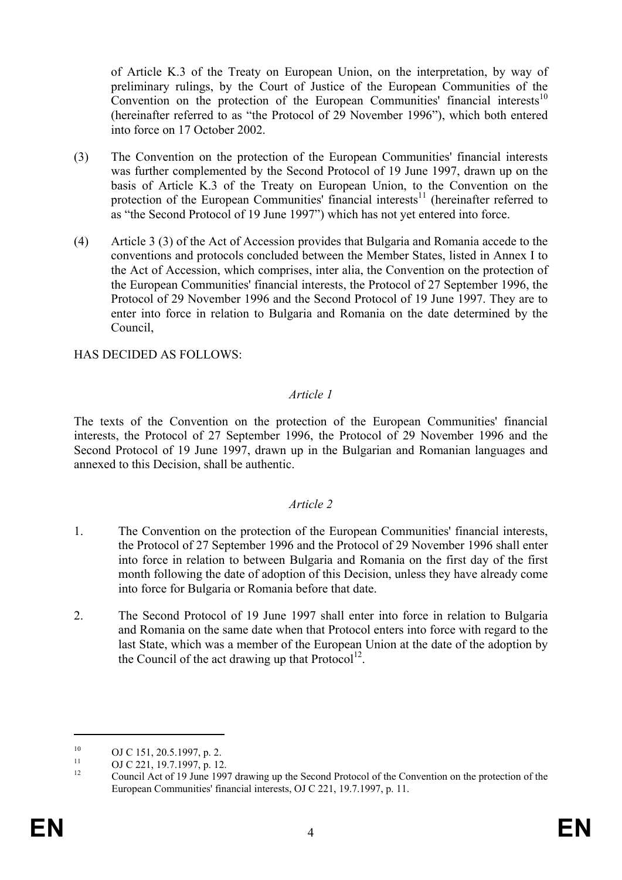of Article K.3 of the Treaty on European Union, on the interpretation, by way of preliminary rulings, by the Court of Justice of the European Communities of the Convention on the protection of the European Communities' financial interests[10] (hereinafter referred to as "the Protocol of 29 November 1996"), which both entered into force on 17 October 2002.

(3) The Convention on the protection of the European Communities' financial interests was further complemented by the Second Protocol of 19 June 1997, drawn up on the basis of Article K.3 of the Treaty on European Union, to the Convention on the protection of the European Communities' financial interests[11] (hereinafter referred to as "the Second Protocol of 19 June 1997") which has not yet entered into force.

(4) Article 3 (3) of the Act of Accession provides that Bulgaria and Romania accede to the conventions and protocols concluded between the Member States, listed in Annex I to the Act of Accession, which comprises, inter alia, the Convention on the protection of the European Communities' financial interests, the Protocol of 27 September 1996, the Protocol of 29 November 1996 and the Second Protocol of 19 June 1997. They are to enter into force in relation to Bulgaria and Romania on the date determined by the Council,

HAS DECIDED AS FOLLOWS:

*Article 1*

The texts of the Convention on the protection of the European Communities' financial interests, the Protocol of 27 September 1996, the Protocol of 29 November 1996 and the Second Protocol of 19 June 1997, drawn up in the Bulgarian and Romanian languages and annexed to this Decision, shall be authentic.

*Article 2*

1. The Convention on the protection of the European Communities' financial interests, the Protocol of 27 September 1996 and the Protocol of 29 November 1996 shall enter into force in relation to between Bulgaria and Romania on the first day of the first month following the date of adoption of this Decision, unless they have already come into force for Bulgaria or Romania before that date.

2. The Second Protocol of 19 June 1997 shall enter into force in relation to Bulgaria and Romania on the same date when that Protocol enters into force with regard to the last State, which was a member of the European Union at the date of the adoption by the Council of the act drawing up that Protocol[12].

---

[10] OJ C 151, 20.5.1997, p. 2.

[11] OJ C 221, 19.7.1997, p. 12.

[12] Council Act of 19 June 1997 drawing up the Second Protocol of the Convention on the protection of the European Communities' financial interests, OJ C 221, 19.7.1997, p. 11.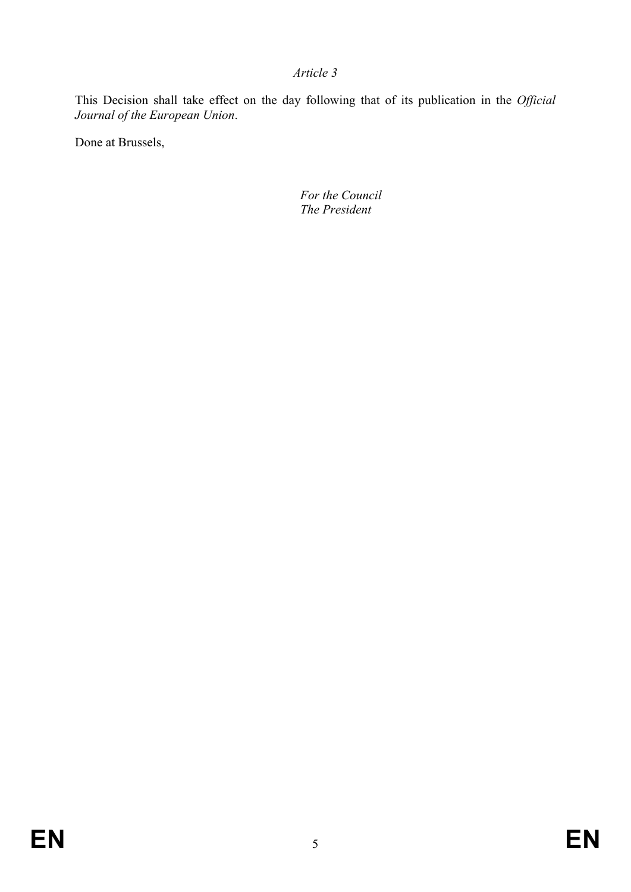*Article 3*

This Decision shall take effect on the day following that of its publication in the *Official Journal of the European Union*.

Done at Brussels,

*For the Council*
*The President*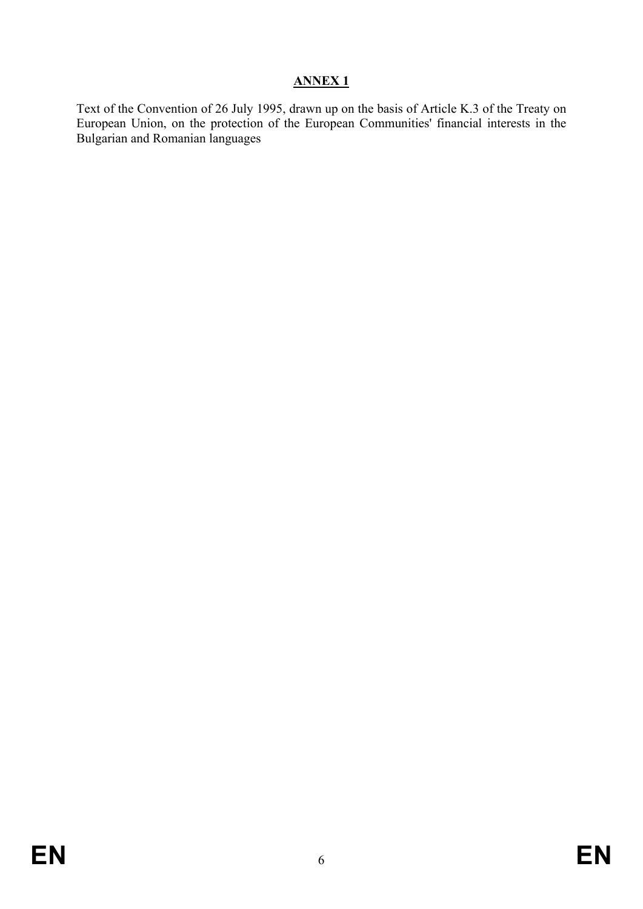# ANNEX 1

Text of the Convention of 26 July 1995, drawn up on the basis of Article K.3 of the Treaty on European Union, on the protection of the European Communities' financial interests in the Bulgarian and Romanian languages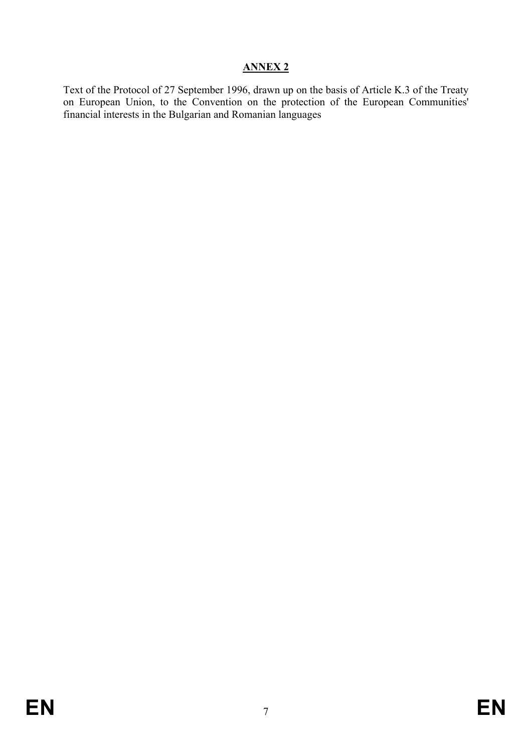## ANNEX 2

Text of the Protocol of 27 September 1996, drawn up on the basis of Article K.3 of the Treaty on European Union, to the Convention on the protection of the European Communities' financial interests in the Bulgarian and Romanian languages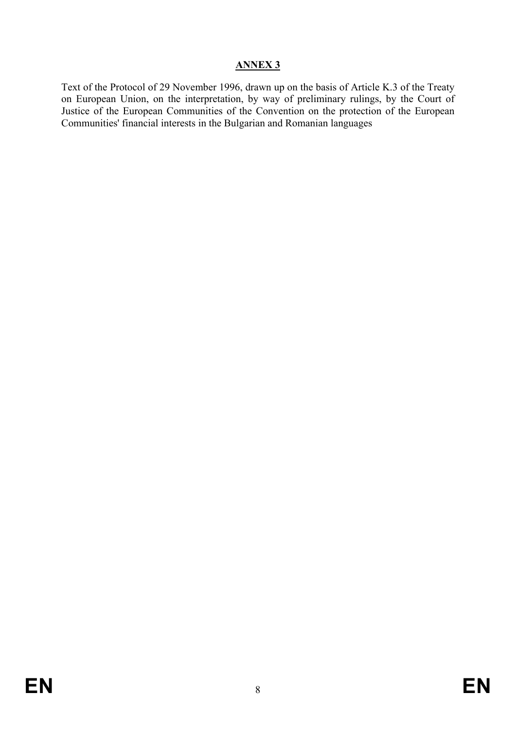## **ANNEX 3**

Text of the Protocol of 29 November 1996, drawn up on the basis of Article K.3 of the Treaty on European Union, on the interpretation, by way of preliminary rulings, by the Court of Justice of the European Communities of the Convention on the protection of the European Communities' financial interests in the Bulgarian and Romanian languages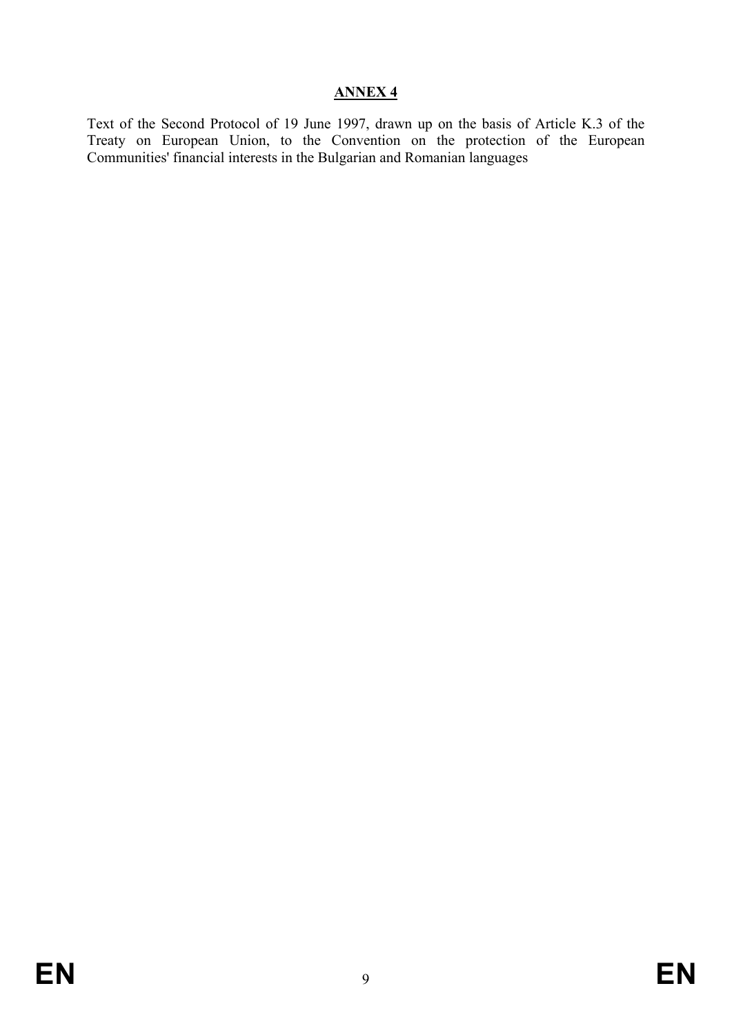## ANNEX 4

Text of the Second Protocol of 19 June 1997, drawn up on the basis of Article K.3 of the Treaty on European Union, to the Convention on the protection of the European Communities' financial interests in the Bulgarian and Romanian languages